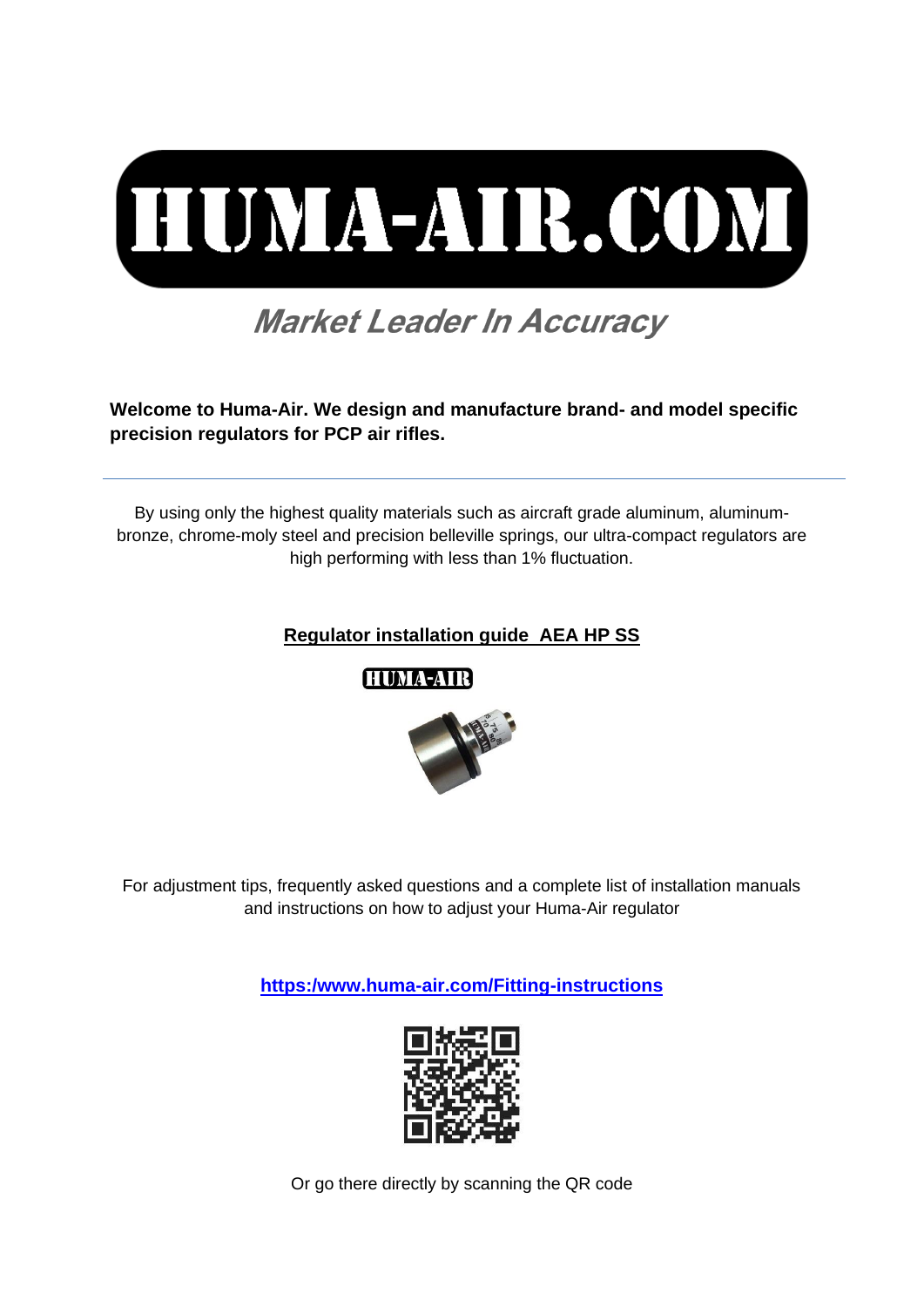# HUMA-AIR.COM

*Market Leader In Accuracy*

**Welcome to Huma-Air. We design and manufacture brand- and model specific precision regulators for PCP air rifles.**

---

By using only the highest quality materials such as aircraft grade aluminum, aluminum-bronze, chrome-moly steel and precision belleville springs, our ultra-compact regulators are high performing with less than 1% fluctuation.

## Regulator installation guide  AEA HP SS

For adjustment tips, frequently asked questions and a complete list of installation manuals and instructions on how to adjust your Huma-Air regulator

[https:/www.huma-air.com/Fitting-instructions](https:/www.huma-air.com/Fitting-instructions)

Or go there directly by scanning the QR code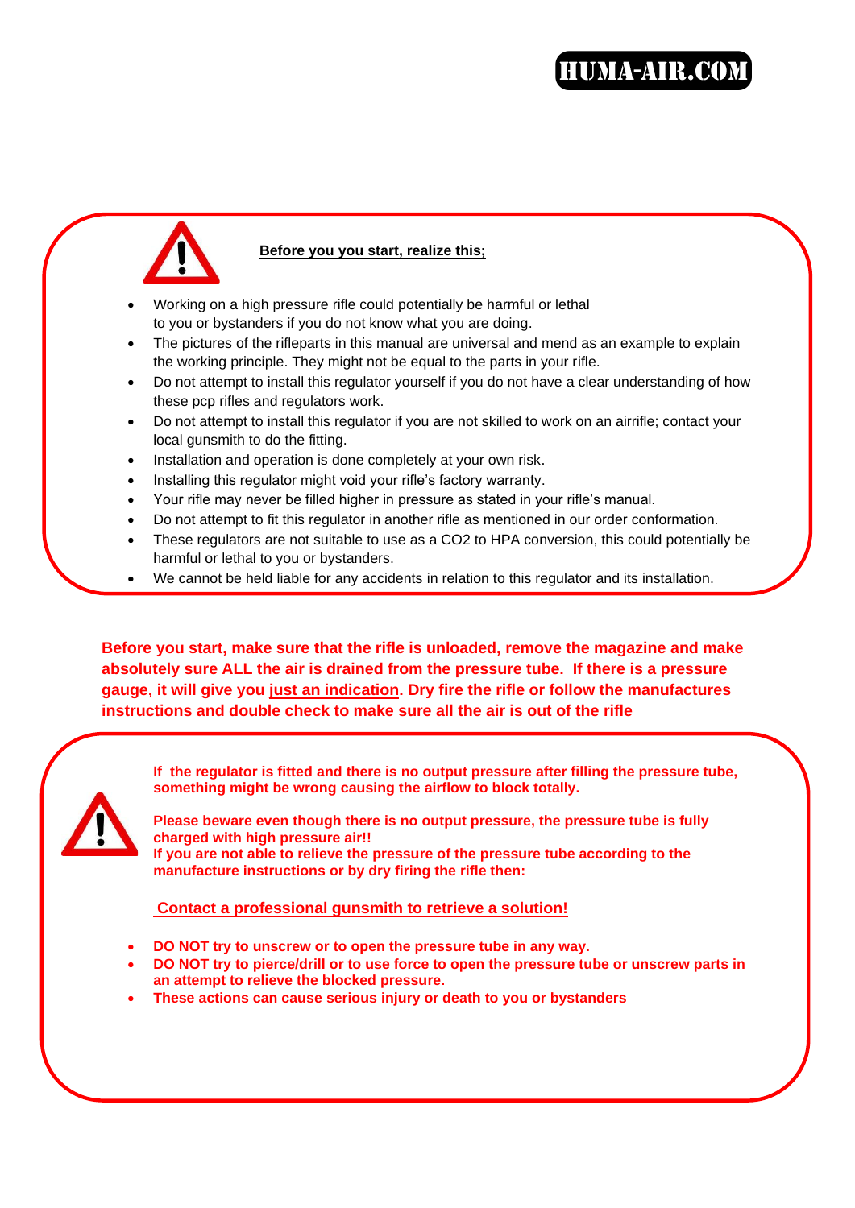**Before you you start, realize this;**

- Working on a high pressure rifle could potentially be harmful or lethal to you or bystanders if you do not know what you are doing.
- The pictures of the rifleparts in this manual are universal and mend as an example to explain the working principle. They might not be equal to the parts in your rifle.
- Do not attempt to install this regulator yourself if you do not have a clear understanding of how these pcp rifles and regulators work.
- Do not attempt to install this regulator if you are not skilled to work on an airrifle; contact your local gunsmith to do the fitting.
- Installation and operation is done completely at your own risk.
- Installing this regulator might void your rifle's factory warranty.
- Your rifle may never be filled higher in pressure as stated in your rifle's manual.
- Do not attempt to fit this regulator in another rifle as mentioned in our order conformation.
- These regulators are not suitable to use as a CO2 to HPA conversion, this could potentially be harmful or lethal to you or bystanders.
- We cannot be held liable for any accidents in relation to this regulator and its installation.

**Before you start, make sure that the rifle is unloaded, remove the magazine and make absolutely sure ALL the air is drained from the pressure tube. If there is a pressure gauge, it will give you just an indication. Dry fire the rifle or follow the manufactures instructions and double check to make sure all the air is out of the rifle**

**If the regulator is fitted and there is no output pressure after filling the pressure tube, something might be wrong causing the airflow to block totally.**

**Please beware even though there is no output pressure, the pressure tube is fully charged with high pressure air!!**
**If you are not able to relieve the pressure of the pressure tube according to the manufacture instructions or by dry firing the rifle then:**

**Contact a professional gunsmith to retrieve a solution!**

- **DO NOT try to unscrew or to open the pressure tube in any way.**
- **DO NOT try to pierce/drill or to use force to open the pressure tube or unscrew parts in an attempt to relieve the blocked pressure.**
- **These actions can cause serious injury or death to you or bystanders**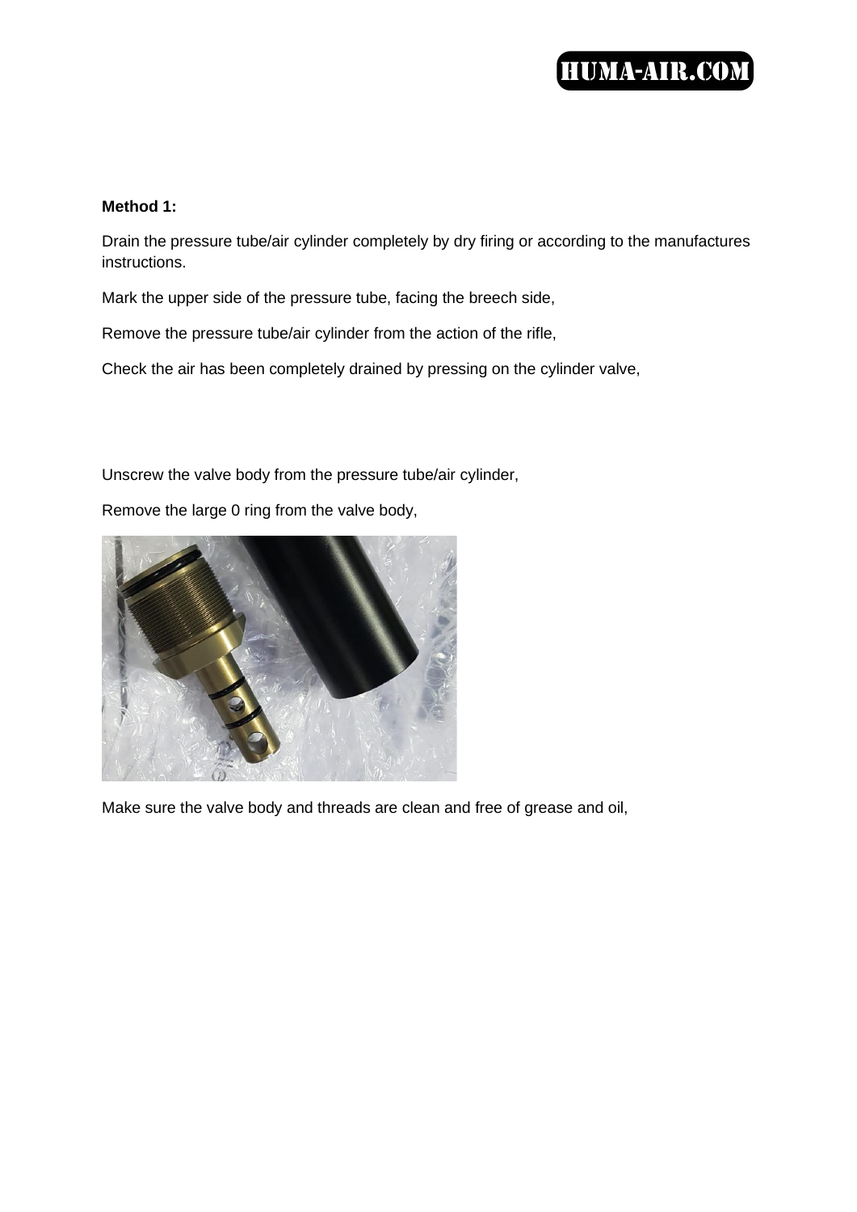**Method 1:**

Drain the pressure tube/air cylinder completely by dry firing or according to the manufactures instructions.

Mark the upper side of the pressure tube, facing the breech side,

Remove the pressure tube/air cylinder from the action of the rifle,

Check the air has been completely drained by pressing on the cylinder valve,

Unscrew the valve body from the pressure tube/air cylinder,

Remove the large 0 ring from the valve body,

Make sure the valve body and threads are clean and free of grease and oil,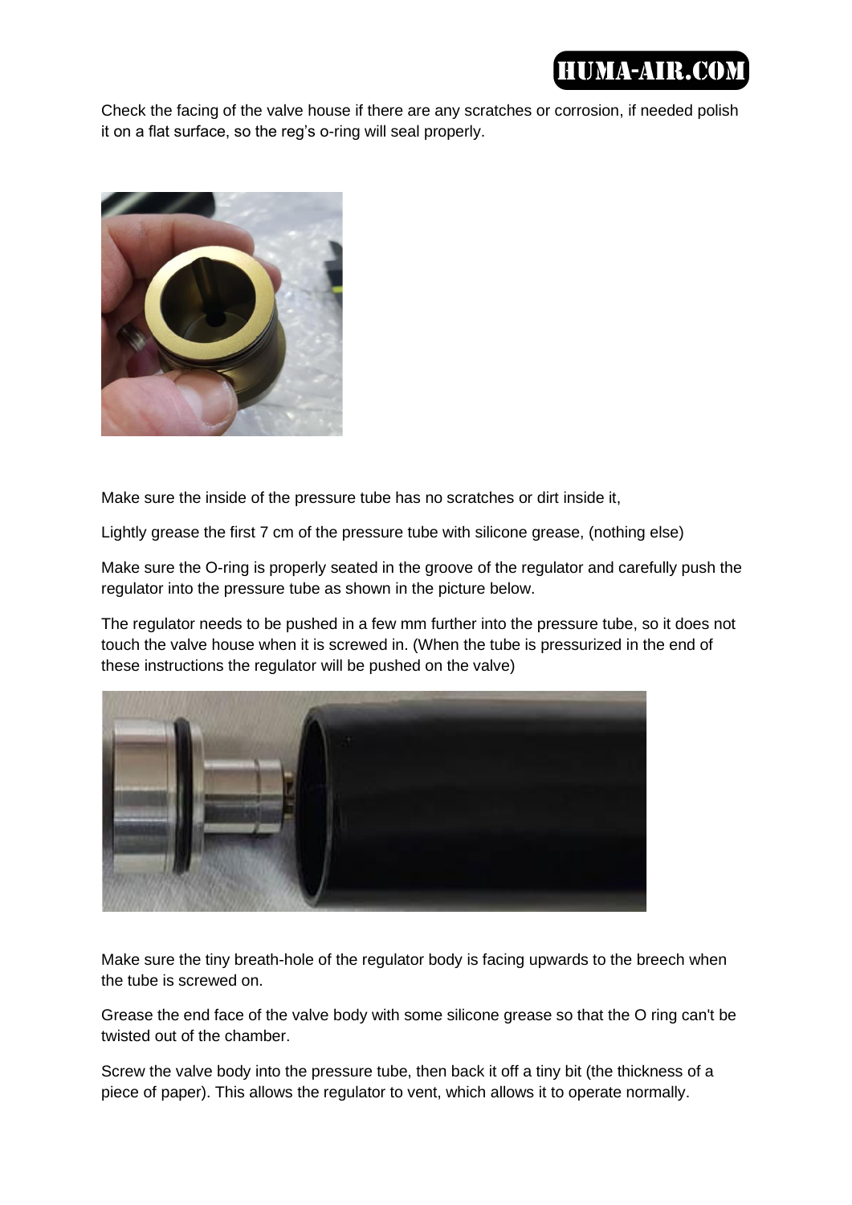Check the facing of the valve house if there are any scratches or corrosion, if needed polish it on a flat surface, so the reg's o-ring will seal properly.

Make sure the inside of the pressure tube has no scratches or dirt inside it,

Lightly grease the first 7 cm of the pressure tube with silicone grease, (nothing else)

Make sure the O-ring is properly seated in the groove of the regulator and carefully push the regulator into the pressure tube as shown in the picture below.

The regulator needs to be pushed in a few mm further into the pressure tube, so it does not touch the valve house when it is screwed in. (When the tube is pressurized in the end of these instructions the regulator will be pushed on the valve)

Make sure the tiny breath-hole of the regulator body is facing upwards to the breech when the tube is screwed on.

Grease the end face of the valve body with some silicone grease so that the O ring can't be twisted out of the chamber.

Screw the valve body into the pressure tube, then back it off a tiny bit (the thickness of a piece of paper). This allows the regulator to vent, which allows it to operate normally.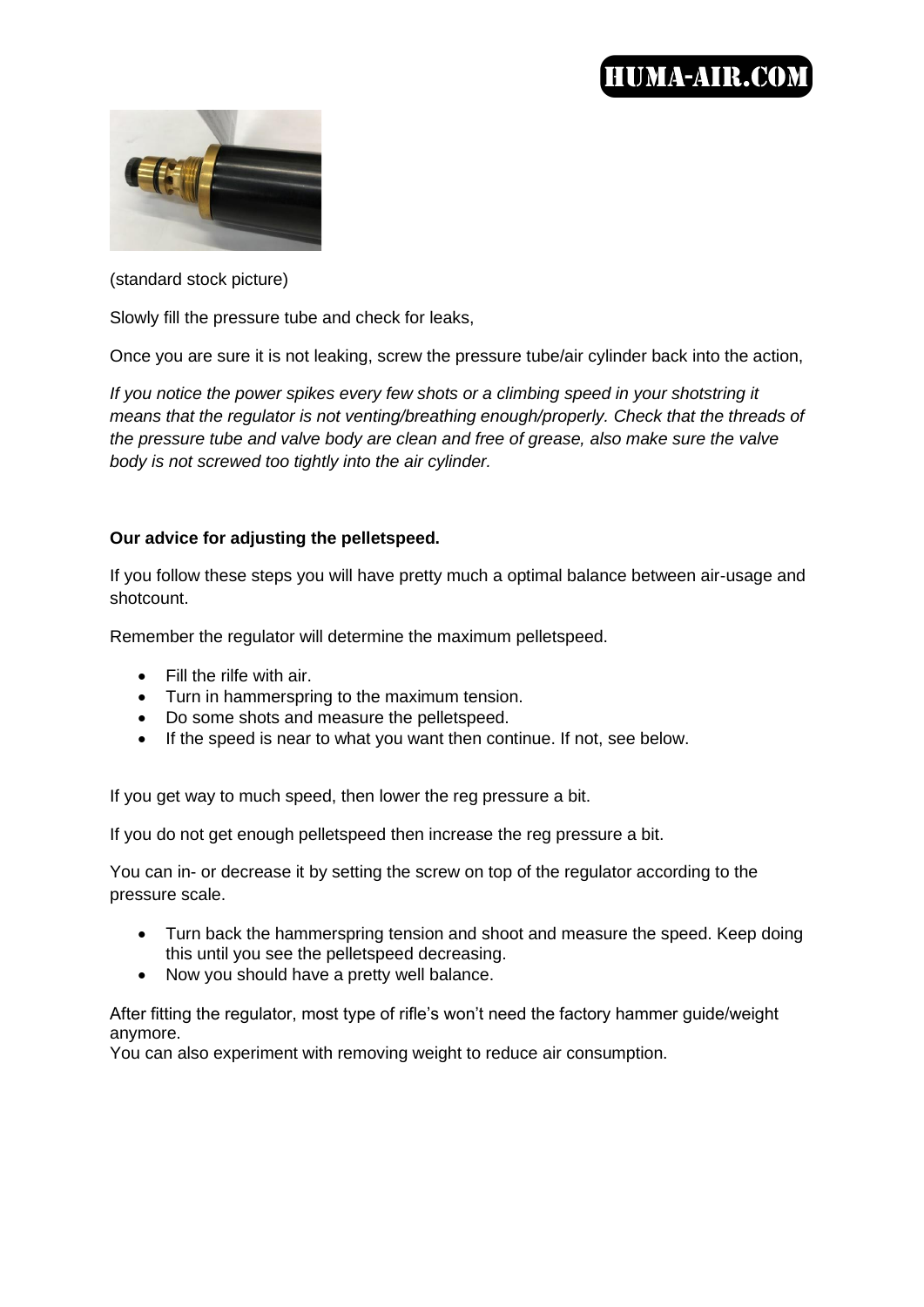(standard stock picture)

Slowly fill the pressure tube and check for leaks,

Once you are sure it is not leaking, screw the pressure tube/air cylinder back into the action,

*If you notice the power spikes every few shots or a climbing speed in your shotstring it means that the regulator is not venting/breathing enough/properly. Check that the threads of the pressure tube and valve body are clean and free of grease, also make sure the valve body is not screwed too tightly into the air cylinder.*

**Our advice for adjusting the pelletspeed.**

If you follow these steps you will have pretty much a optimal balance between air-usage and shotcount.

Remember the regulator will determine the maximum pelletspeed.

- Fill the rilfe with air.
- Turn in hammerspring to the maximum tension.
- Do some shots and measure the pelletspeed.
- If the speed is near to what you want then continue. If not, see below.

If you get way to much speed, then lower the reg pressure a bit.

If you do not get enough pelletspeed then increase the reg pressure a bit.

You can in- or decrease it by setting the screw on top of the regulator according to the pressure scale.

- Turn back the hammerspring tension and shoot and measure the speed. Keep doing this until you see the pelletspeed decreasing.
- Now you should have a pretty well balance.

After fitting the regulator, most type of rifle's won't need the factory hammer guide/weight anymore.
You can also experiment with removing weight to reduce air consumption.